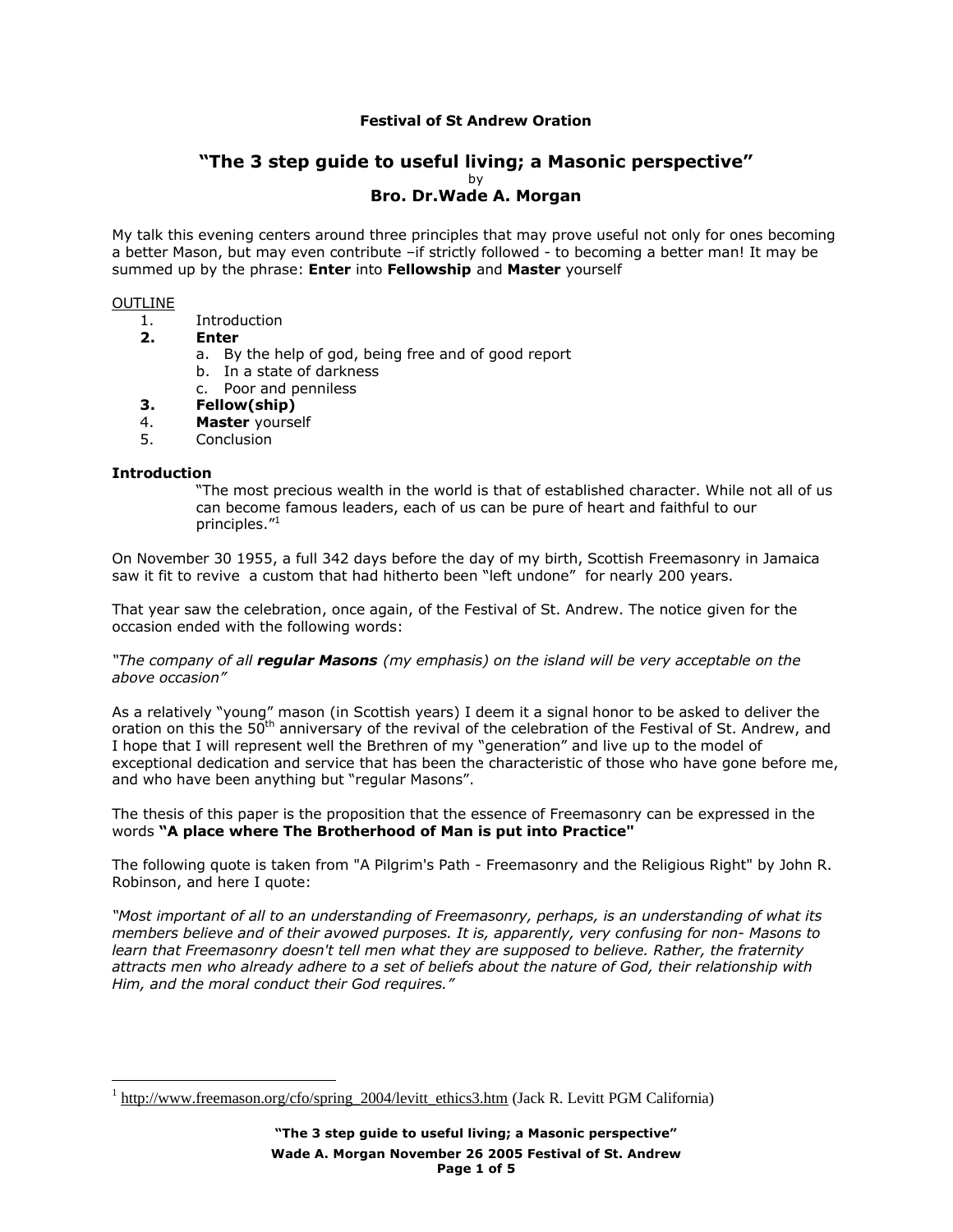**Festival of St Andrew Oration**

# "The 3 step guide to useful living; a Masonic perspective"

by

## Bro. Dr.Wade A. Morgan

My talk this evening centers around three principles that may prove useful not only for ones becoming a better Mason, but may even contribute –if strictly followed - to becoming a better man! It may be summed up by the phrase: **Enter** into **Fellowship** and **Master** yourself

OUTLINE

1. Introduction
2. **Enter**
   a. By the help of god, being free and of good report
   b. In a state of darkness
   c. Poor and penniless
3. **Fellow(ship)**
4. **Master** yourself
5. Conclusion

**Introduction**

> "The most precious wealth in the world is that of established character. While not all of us can become famous leaders, each of us can be pure of heart and faithful to our principles."[1]

On November 30 1955, a full 342 days before the day of my birth, Scottish Freemasonry in Jamaica saw it fit to revive a custom that had hitherto been "left undone" for nearly 200 years.

That year saw the celebration, once again, of the Festival of St. Andrew. The notice given for the occasion ended with the following words:

*"The company of all **regular Masons** (my emphasis) on the island will be very acceptable on the above occasion"*

As a relatively "young" mason (in Scottish years) I deem it a signal honor to be asked to deliver the oration on this the 50th anniversary of the revival of the celebration of the Festival of St. Andrew, and I hope that I will represent well the Brethren of my "generation" and live up to the model of exceptional dedication and service that has been the characteristic of those who have gone before me, and who have been anything but "regular Masons".

The thesis of this paper is the proposition that the essence of Freemasonry can be expressed in the words **"A place where The Brotherhood of Man is put into Practice"**

The following quote is taken from "A Pilgrim's Path - Freemasonry and the Religious Right" by John R. Robinson, and here I quote:

*"Most important of all to an understanding of Freemasonry, perhaps, is an understanding of what its members believe and of their avowed purposes. It is, apparently, very confusing for non- Masons to learn that Freemasonry doesn't tell men what they are supposed to believe. Rather, the fraternity attracts men who already adhere to a set of beliefs about the nature of God, their relationship with Him, and the moral conduct their God requires."*

---

[1] http://www.freemason.org/cfo/spring_2004/levitt_ethics3.htm (Jack R. Levitt PGM California)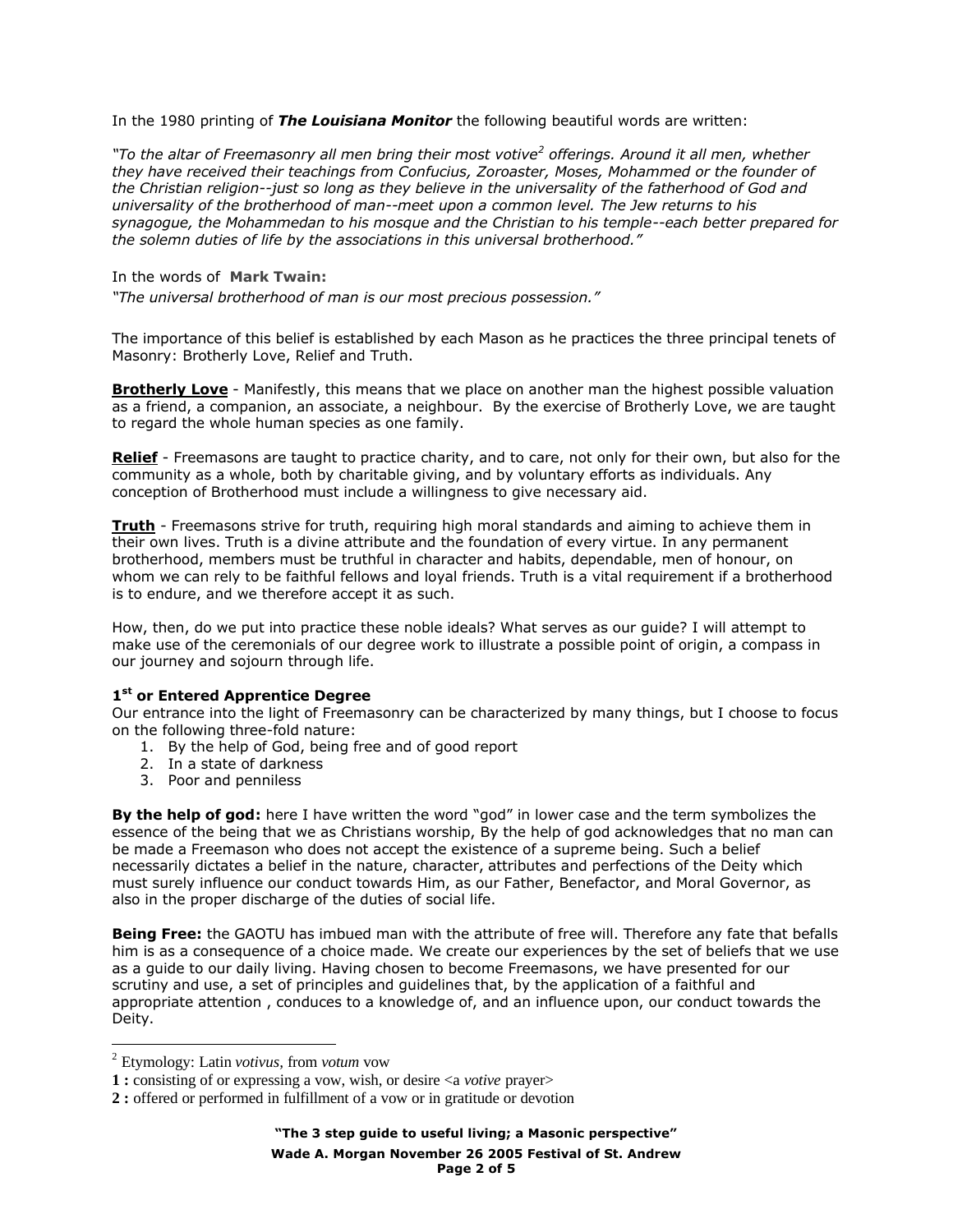In the 1980 printing of ***The Louisiana Monitor*** the following beautiful words are written:

*"To the altar of Freemasonry all men bring their most votive[2] offerings. Around it all men, whether they have received their teachings from Confucius, Zoroaster, Moses, Mohammed or the founder of the Christian religion--just so long as they believe in the universality of the fatherhood of God and universality of the brotherhood of man--meet upon a common level. The Jew returns to his synagogue, the Mohammedan to his mosque and the Christian to his temple--each better prepared for the solemn duties of life by the associations in this universal brotherhood."*

In the words of **Mark Twain:**

*"The universal brotherhood of man is our most precious possession."*

The importance of this belief is established by each Mason as he practices the three principal tenets of Masonry: Brotherly Love, Relief and Truth.

**Brotherly Love** - Manifestly, this means that we place on another man the highest possible valuation as a friend, a companion, an associate, a neighbour. By the exercise of Brotherly Love, we are taught to regard the whole human species as one family.

**Relief** - Freemasons are taught to practice charity, and to care, not only for their own, but also for the community as a whole, both by charitable giving, and by voluntary efforts as individuals. Any conception of Brotherhood must include a willingness to give necessary aid.

**Truth** - Freemasons strive for truth, requiring high moral standards and aiming to achieve them in their own lives. Truth is a divine attribute and the foundation of every virtue. In any permanent brotherhood, members must be truthful in character and habits, dependable, men of honour, on whom we can rely to be faithful fellows and loyal friends. Truth is a vital requirement if a brotherhood is to endure, and we therefore accept it as such.

How, then, do we put into practice these noble ideals? What serves as our guide? I will attempt to make use of the ceremonials of our degree work to illustrate a possible point of origin, a compass in our journey and sojourn through life.

### 1st or Entered Apprentice Degree

Our entrance into the light of Freemasonry can be characterized by many things, but I choose to focus on the following three-fold nature:

1. By the help of God, being free and of good report
2. In a state of darkness
3. Poor and penniless

**By the help of god:** here I have written the word "god" in lower case and the term symbolizes the essence of the being that we as Christians worship, By the help of god acknowledges that no man can be made a Freemason who does not accept the existence of a supreme being. Such a belief necessarily dictates a belief in the nature, character, attributes and perfections of the Deity which must surely influence our conduct towards Him, as our Father, Benefactor, and Moral Governor, as also in the proper discharge of the duties of social life.

**Being Free:** the GAOTU has imbued man with the attribute of free will. Therefore any fate that befalls him is as a consequence of a choice made. We create our experiences by the set of beliefs that we use as a guide to our daily living. Having chosen to become Freemasons, we have presented for our scrutiny and use, a set of principles and guidelines that, by the application of a faithful and appropriate attention , conduces to a knowledge of, and an influence upon, our conduct towards the Deity.

---

[2] Etymology: Latin *votivus*, from *votum* vow

**1 :** consisting of or expressing a vow, wish, or desire <a *votive* prayer>

**2 :** offered or performed in fulfillment of a vow or in gratitude or devotion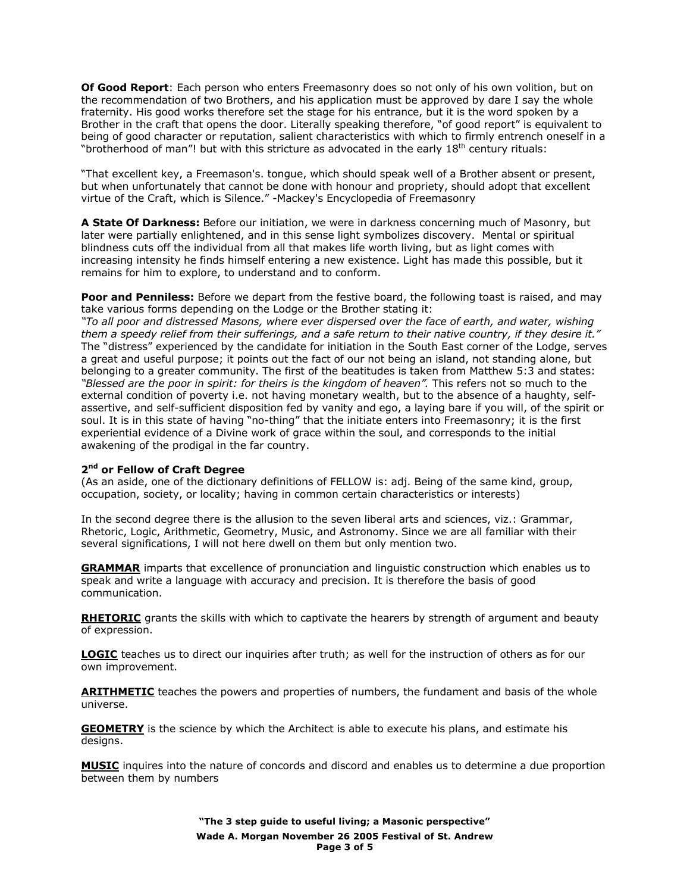**Of Good Report**: Each person who enters Freemasonry does so not only of his own volition, but on the recommendation of two Brothers, and his application must be approved by dare I say the whole fraternity. His good works therefore set the stage for his entrance, but it is the word spoken by a Brother in the craft that opens the door. Literally speaking therefore, "of good report" is equivalent to being of good character or reputation, salient characteristics with which to firmly entrench oneself in a "brotherhood of man"! but with this stricture as advocated in the early 18th century rituals:

"That excellent key, a Freemason's. tongue, which should speak well of a Brother absent or present, but when unfortunately that cannot be done with honour and propriety, should adopt that excellent virtue of the Craft, which is Silence." -Mackey's Encyclopedia of Freemasonry

**A State Of Darkness:** Before our initiation, we were in darkness concerning much of Masonry, but later were partially enlightened, and in this sense light symbolizes discovery. Mental or spiritual blindness cuts off the individual from all that makes life worth living, but as light comes with increasing intensity he finds himself entering a new existence. Light has made this possible, but it remains for him to explore, to understand and to conform.

**Poor and Penniless:** Before we depart from the festive board, the following toast is raised, and may take various forms depending on the Lodge or the Brother stating it:
*"To all poor and distressed Masons, where ever dispersed over the face of earth, and water, wishing them a speedy relief from their sufferings, and a safe return to their native country, if they desire it."*
The "distress" experienced by the candidate for initiation in the South East corner of the Lodge, serves a great and useful purpose; it points out the fact of our not being an island, not standing alone, but belonging to a greater community. The first of the beatitudes is taken from Matthew 5:3 and states: *"Blessed are the poor in spirit: for theirs is the kingdom of heaven".* This refers not so much to the external condition of poverty i.e. not having monetary wealth, but to the absence of a haughty, self-assertive, and self-sufficient disposition fed by vanity and ego, a laying bare if you will, of the spirit or soul. It is in this state of having "no-thing" that the initiate enters into Freemasonry; it is the first experiential evidence of a Divine work of grace within the soul, and corresponds to the initial awakening of the prodigal in the far country.

### 2nd or Fellow of Craft Degree

(As an aside, one of the dictionary definitions of FELLOW is: adj. Being of the same kind, group, occupation, society, or locality; having in common certain characteristics or interests)

In the second degree there is the allusion to the seven liberal arts and sciences, viz.: Grammar, Rhetoric, Logic, Arithmetic, Geometry, Music, and Astronomy. Since we are all familiar with their several significations, I will not here dwell on them but only mention two.

**GRAMMAR** imparts that excellence of pronunciation and linguistic construction which enables us to speak and write a language with accuracy and precision. It is therefore the basis of good communication.

**RHETORIC** grants the skills with which to captivate the hearers by strength of argument and beauty of expression.

**LOGIC** teaches us to direct our inquiries after truth; as well for the instruction of others as for our own improvement.

**ARITHMETIC** teaches the powers and properties of numbers, the fundament and basis of the whole universe.

**GEOMETRY** is the science by which the Architect is able to execute his plans, and estimate his designs.

**MUSIC** inquires into the nature of concords and discord and enables us to determine a due proportion between them by numbers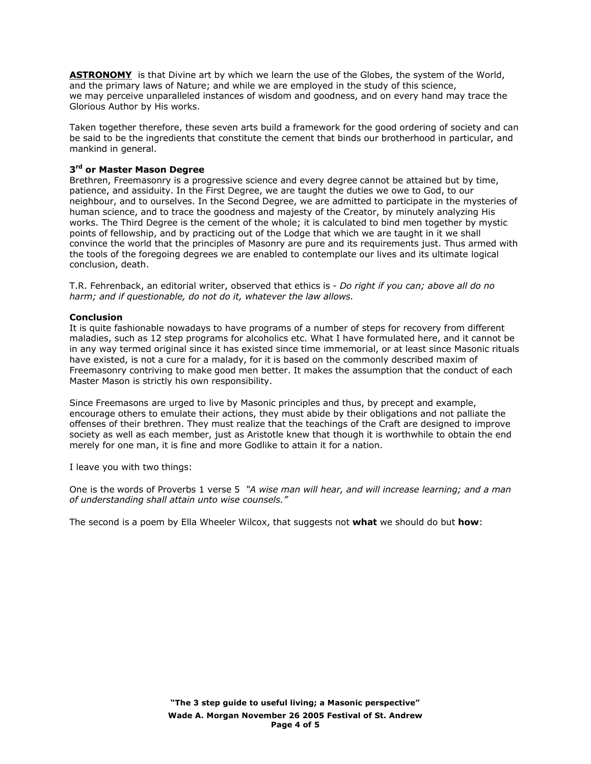**<u>ASTRONOMY</u>** is that Divine art by which we learn the use of the Globes, the system of the World, and the primary laws of Nature; and while we are employed in the study of this science, we may perceive unparalleled instances of wisdom and goodness, and on every hand may trace the Glorious Author by His works.

Taken together therefore, these seven arts build a framework for the good ordering of society and can be said to be the ingredients that constitute the cement that binds our brotherhood in particular, and mankind in general.

### 3rd or Master Mason Degree

Brethren, Freemasonry is a progressive science and every degree cannot be attained but by time, patience, and assiduity. In the First Degree, we are taught the duties we owe to God, to our neighbour, and to ourselves. In the Second Degree, we are admitted to participate in the mysteries of human science, and to trace the goodness and majesty of the Creator, by minutely analyzing His works. The Third Degree is the cement of the whole; it is calculated to bind men together by mystic points of fellowship, and by practicing out of the Lodge that which we are taught in it we shall convince the world that the principles of Masonry are pure and its requirements just. Thus armed with the tools of the foregoing degrees we are enabled to contemplate our lives and its ultimate logical conclusion, death.

T.R. Fehrenback, an editorial writer, observed that ethics is - *Do right if you can; above all do no harm; and if questionable, do not do it, whatever the law allows.*

### Conclusion

It is quite fashionable nowadays to have programs of a number of steps for recovery from different maladies, such as 12 step programs for alcoholics etc. What I have formulated here, and it cannot be in any way termed original since it has existed since time immemorial, or at least since Masonic rituals have existed, is not a cure for a malady, for it is based on the commonly described maxim of Freemasonry contriving to make good men better. It makes the assumption that the conduct of each Master Mason is strictly his own responsibility.

Since Freemasons are urged to live by Masonic principles and thus, by precept and example, encourage others to emulate their actions, they must abide by their obligations and not palliate the offenses of their brethren. They must realize that the teachings of the Craft are designed to improve society as well as each member, just as Aristotle knew that though it is worthwhile to obtain the end merely for one man, it is fine and more Godlike to attain it for a nation.

I leave you with two things:

One is the words of Proverbs 1 verse 5 *"A wise man will hear, and will increase learning; and a man of understanding shall attain unto wise counsels."*

The second is a poem by Ella Wheeler Wilcox, that suggests not **what** we should do but **how**: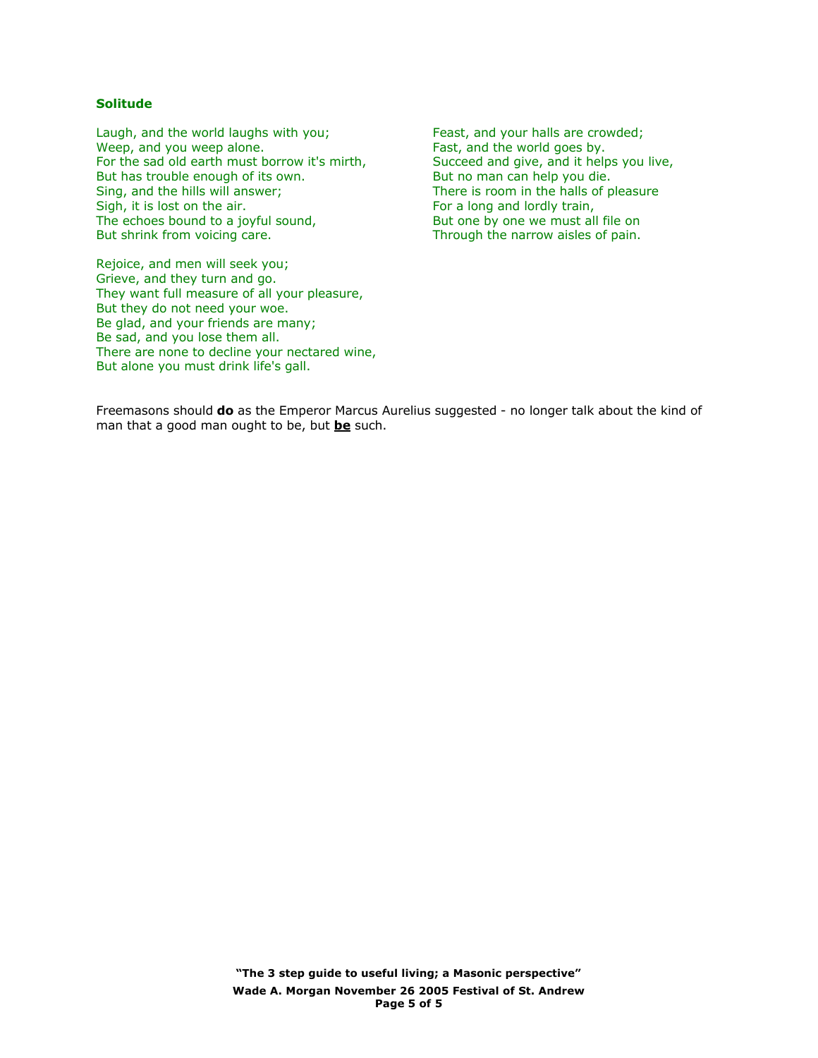**Solitude**

Laugh, and the world laughs with you;
Weep, and you weep alone.
For the sad old earth must borrow it's mirth,
But has trouble enough of its own.
Sing, and the hills will answer;
Sigh, it is lost on the air.
The echoes bound to a joyful sound,
But shrink from voicing care.

Rejoice, and men will seek you;
Grieve, and they turn and go.
They want full measure of all your pleasure,
But they do not need your woe.
Be glad, and your friends are many;
Be sad, and you lose them all.
There are none to decline your nectared wine,
But alone you must drink life's gall.

Feast, and your halls are crowded;
Fast, and the world goes by.
Succeed and give, and it helps you live,
But no man can help you die.
There is room in the halls of pleasure
For a long and lordly train,
But one by one we must all file on
Through the narrow aisles of pain.

Freemasons should **do** as the Emperor Marcus Aurelius suggested - no longer talk about the kind of man that a good man ought to be, but **<u>be</u>** such.